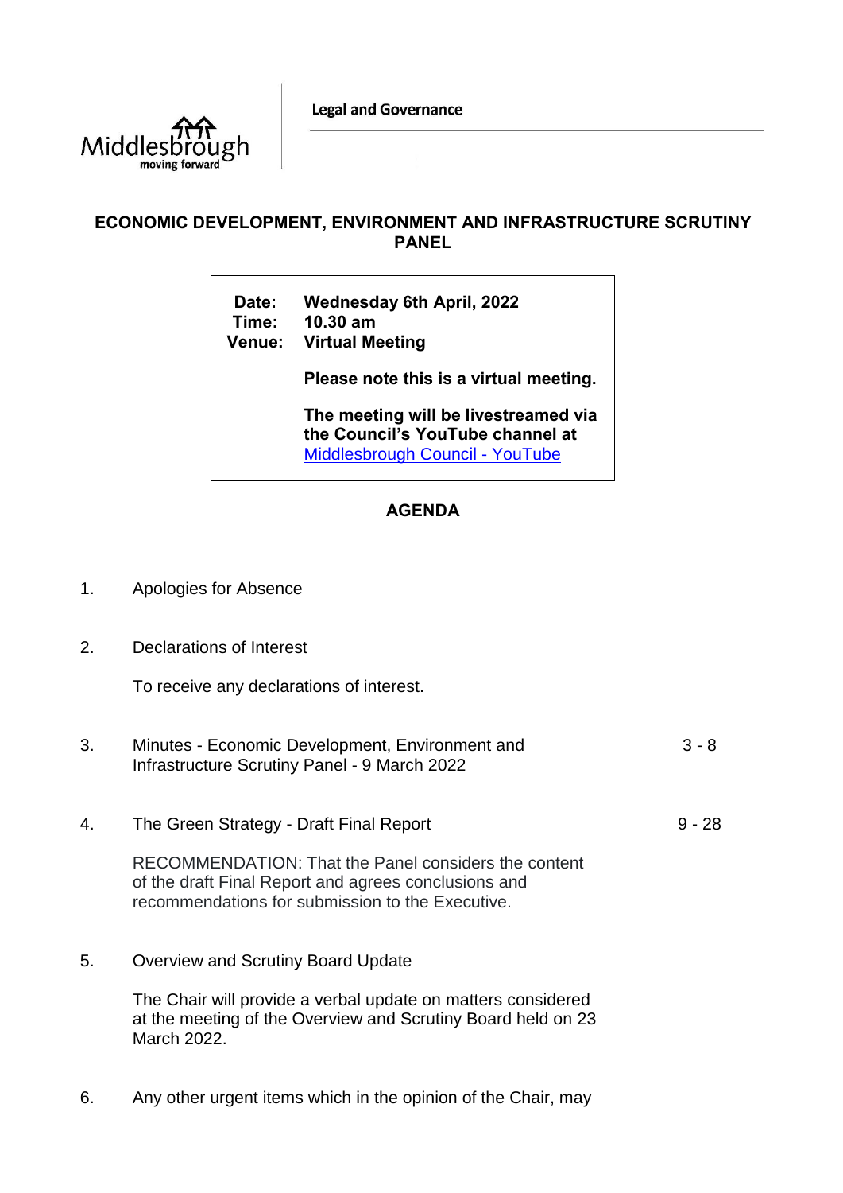Middlesbrough
moving forward

Legal and Governance

# ECONOMIC DEVELOPMENT, ENVIRONMENT AND INFRASTRUCTURE SCRUTINY PANEL

**Date:** **Wednesday 6th April, 2022**
**Time:** **10.30 am**
**Venue:** **Virtual Meeting**

**Please note this is a virtual meeting.**

**The meeting will be livestreamed via the Council's YouTube channel at** [Middlesbrough Council - YouTube]

## AGENDA

1. Apologies for Absence

2. Declarations of Interest

   To receive any declarations of interest.

3. Minutes - Economic Development, Environment and Infrastructure Scrutiny Panel - 9 March 2022 — 3 - 8

4. The Green Strategy - Draft Final Report — 9 - 28

   RECOMMENDATION: That the Panel considers the content of the draft Final Report and agrees conclusions and recommendations for submission to the Executive.

5. Overview and Scrutiny Board Update

   The Chair will provide a verbal update on matters considered at the meeting of the Overview and Scrutiny Board held on 23 March 2022.

6. Any other urgent items which in the opinion of the Chair, may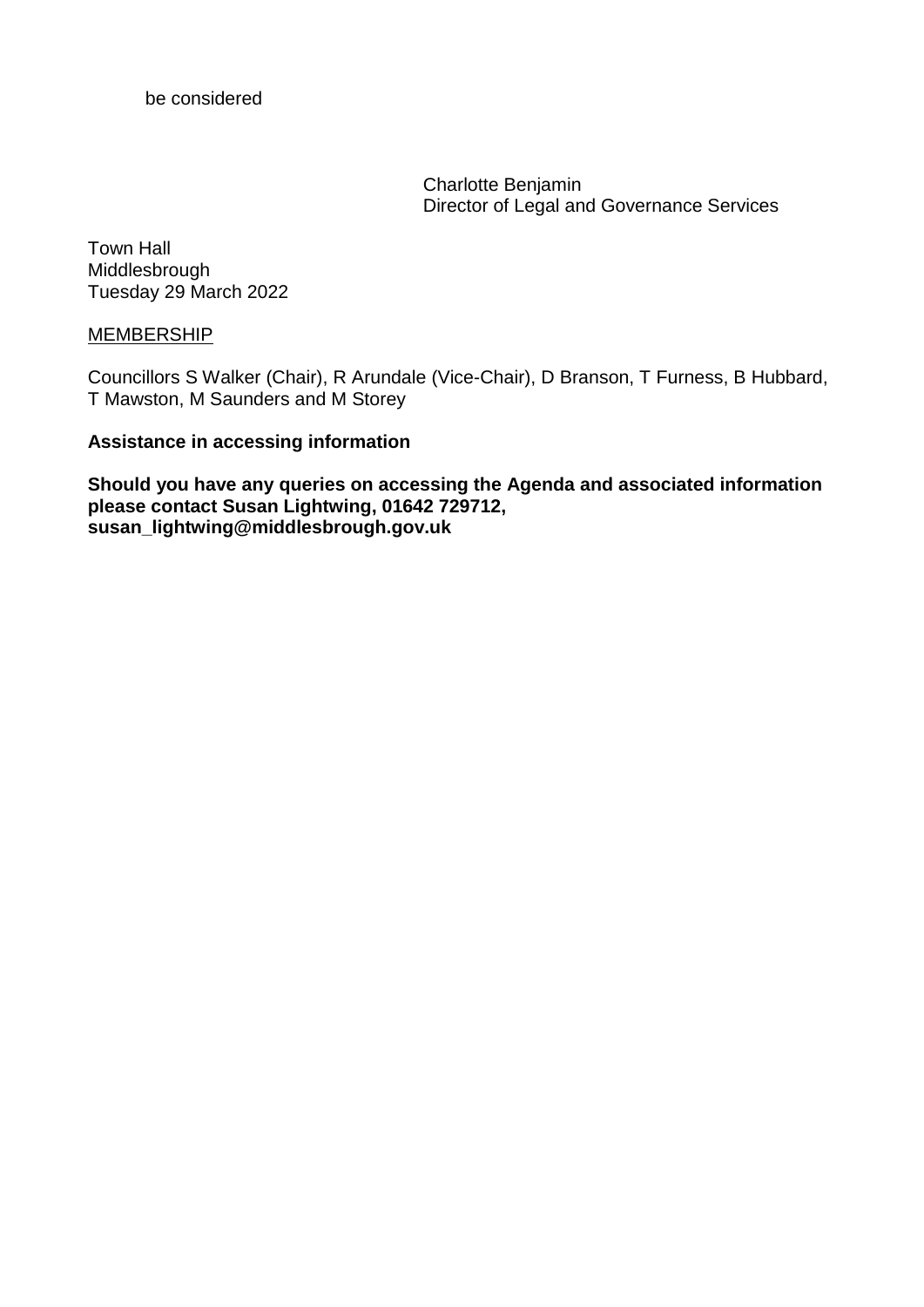be considered

Charlotte Benjamin
Director of Legal and Governance Services

Town Hall
Middlesbrough
Tuesday 29 March 2022

MEMBERSHIP

Councillors S Walker (Chair), R Arundale (Vice-Chair), D Branson, T Furness, B Hubbard, T Mawston, M Saunders and M Storey

**Assistance in accessing information**

**Should you have any queries on accessing the Agenda and associated information please contact Susan Lightwing, 01642 729712, susan_lightwing@middlesbrough.gov.uk**